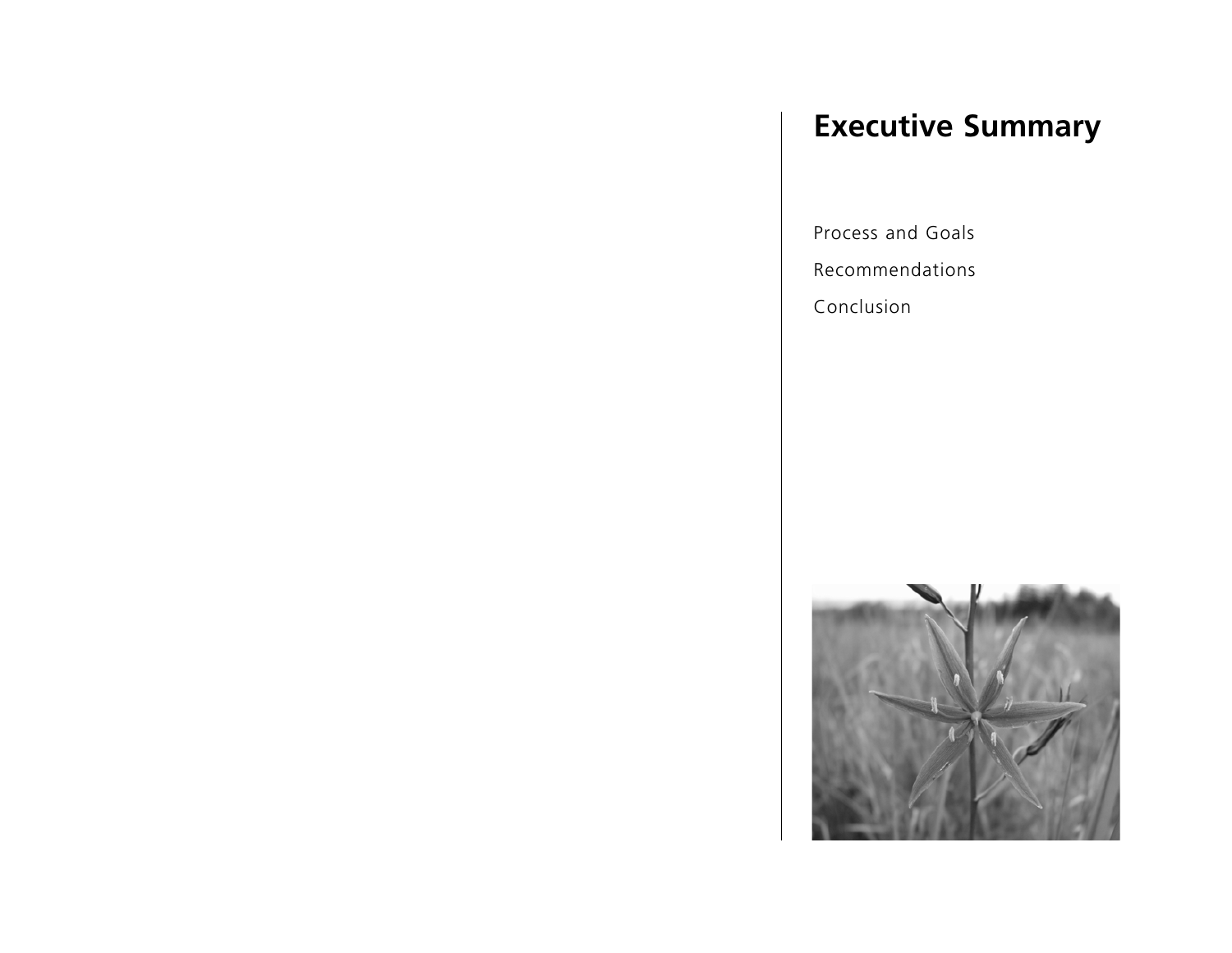# Executive Summary

Process and Goals

Recommendations

Conclusion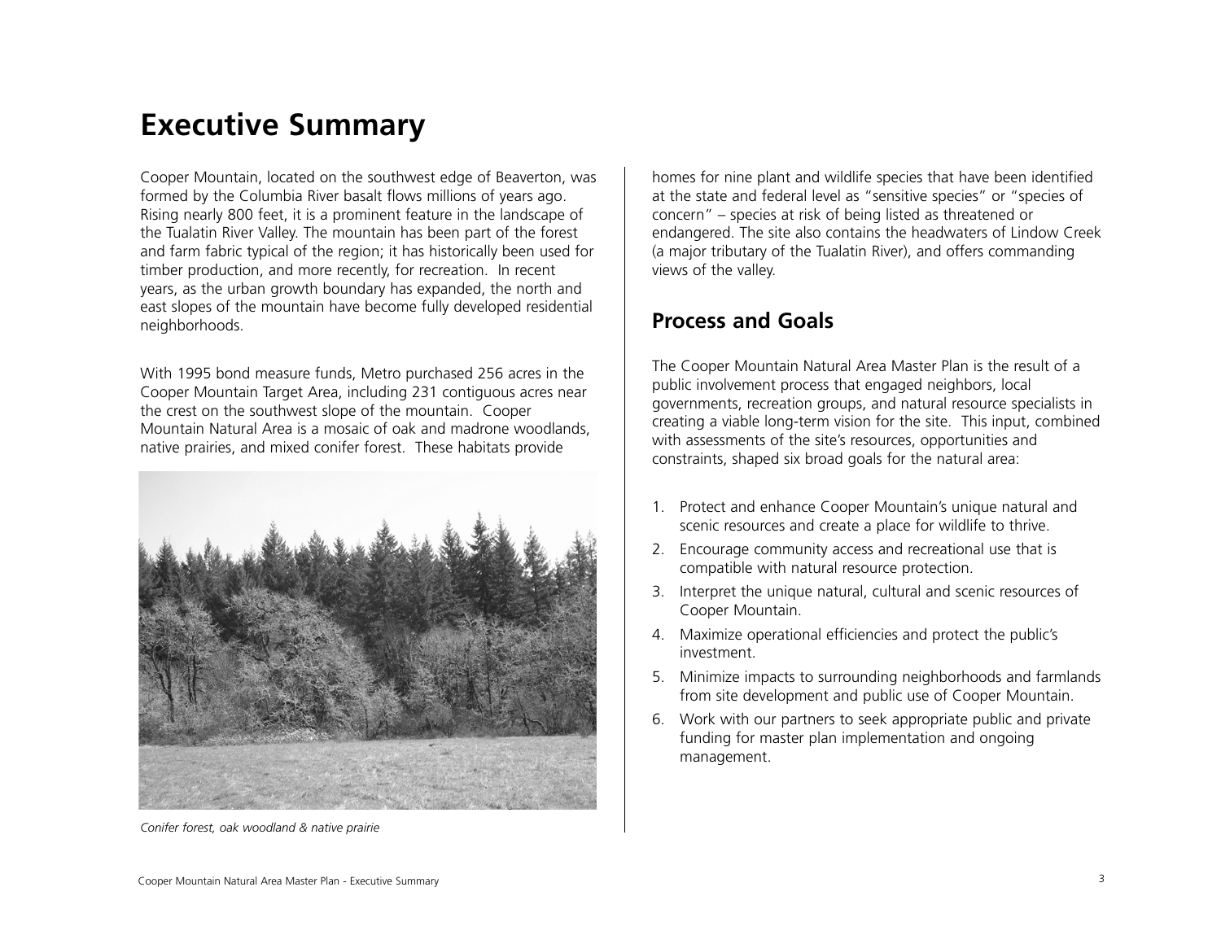# Executive Summary

Cooper Mountain, located on the southwest edge of Beaverton, was formed by the Columbia River basalt flows millions of years ago. Rising nearly 800 feet, it is a prominent feature in the landscape of the Tualatin River Valley. The mountain has been part of the forest and farm fabric typical of the region; it has historically been used for timber production, and more recently, for recreation. In recent years, as the urban growth boundary has expanded, the north and east slopes of the mountain have become fully developed residential neighborhoods.

With 1995 bond measure funds, Metro purchased 256 acres in the Cooper Mountain Target Area, including 231 contiguous acres near the crest on the southwest slope of the mountain. Cooper Mountain Natural Area is a mosaic of oak and madrone woodlands, native prairies, and mixed conifer forest. These habitats provide homes for nine plant and wildlife species that have been identified at the state and federal level as "sensitive species" or "species of concern" – species at risk of being listed as threatened or endangered. The site also contains the headwaters of Lindow Creek (a major tributary of the Tualatin River), and offers commanding views of the valley.

*Conifer forest, oak woodland & native prairie*

## Process and Goals

The Cooper Mountain Natural Area Master Plan is the result of a public involvement process that engaged neighbors, local governments, recreation groups, and natural resource specialists in creating a viable long-term vision for the site. This input, combined with assessments of the site's resources, opportunities and constraints, shaped six broad goals for the natural area:

1. Protect and enhance Cooper Mountain's unique natural and scenic resources and create a place for wildlife to thrive.
2. Encourage community access and recreational use that is compatible with natural resource protection.
3. Interpret the unique natural, cultural and scenic resources of Cooper Mountain.
4. Maximize operational efficiencies and protect the public's investment.
5. Minimize impacts to surrounding neighborhoods and farmlands from site development and public use of Cooper Mountain.
6. Work with our partners to seek appropriate public and private funding for master plan implementation and ongoing management.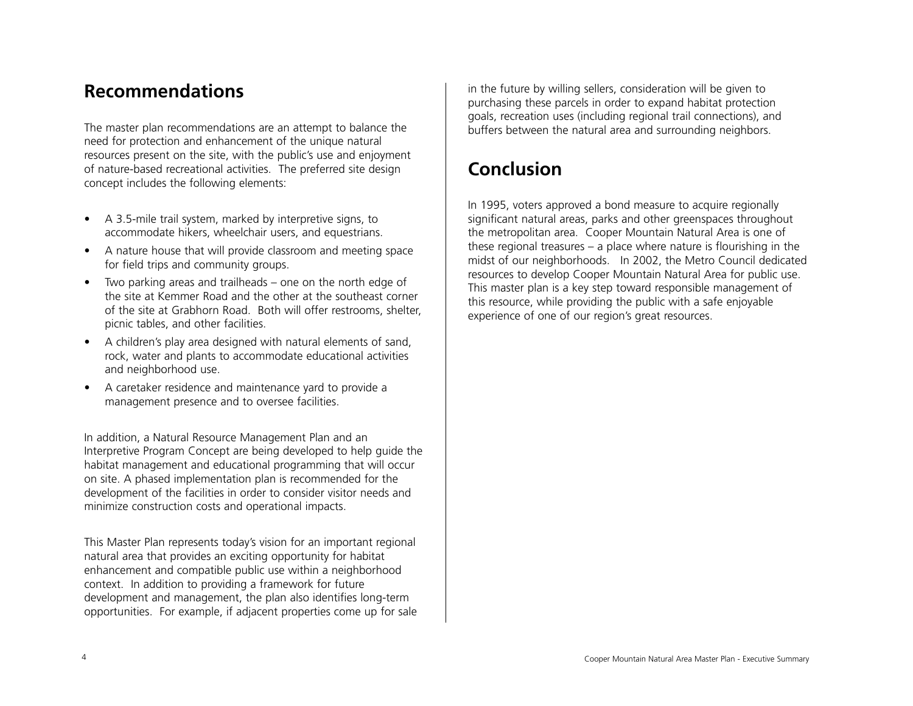## Recommendations

The master plan recommendations are an attempt to balance the need for protection and enhancement of the unique natural resources present on the site, with the public's use and enjoyment of nature-based recreational activities. The preferred site design concept includes the following elements:

- A 3.5-mile trail system, marked by interpretive signs, to accommodate hikers, wheelchair users, and equestrians.
- A nature house that will provide classroom and meeting space for field trips and community groups.
- Two parking areas and trailheads – one on the north edge of the site at Kemmer Road and the other at the southeast corner of the site at Grabhorn Road. Both will offer restrooms, shelter, picnic tables, and other facilities.
- A children's play area designed with natural elements of sand, rock, water and plants to accommodate educational activities and neighborhood use.
- A caretaker residence and maintenance yard to provide a management presence and to oversee facilities.

In addition, a Natural Resource Management Plan and an Interpretive Program Concept are being developed to help guide the habitat management and educational programming that will occur on site. A phased implementation plan is recommended for the development of the facilities in order to consider visitor needs and minimize construction costs and operational impacts.

This Master Plan represents today's vision for an important regional natural area that provides an exciting opportunity for habitat enhancement and compatible public use within a neighborhood context. In addition to providing a framework for future development and management, the plan also identifies long-term opportunities. For example, if adjacent properties come up for sale in the future by willing sellers, consideration will be given to purchasing these parcels in order to expand habitat protection goals, recreation uses (including regional trail connections), and buffers between the natural area and surrounding neighbors.

## Conclusion

In 1995, voters approved a bond measure to acquire regionally significant natural areas, parks and other greenspaces throughout the metropolitan area. Cooper Mountain Natural Area is one of these regional treasures – a place where nature is flourishing in the midst of our neighborhoods. In 2002, the Metro Council dedicated resources to develop Cooper Mountain Natural Area for public use. This master plan is a key step toward responsible management of this resource, while providing the public with a safe enjoyable experience of one of our region's great resources.